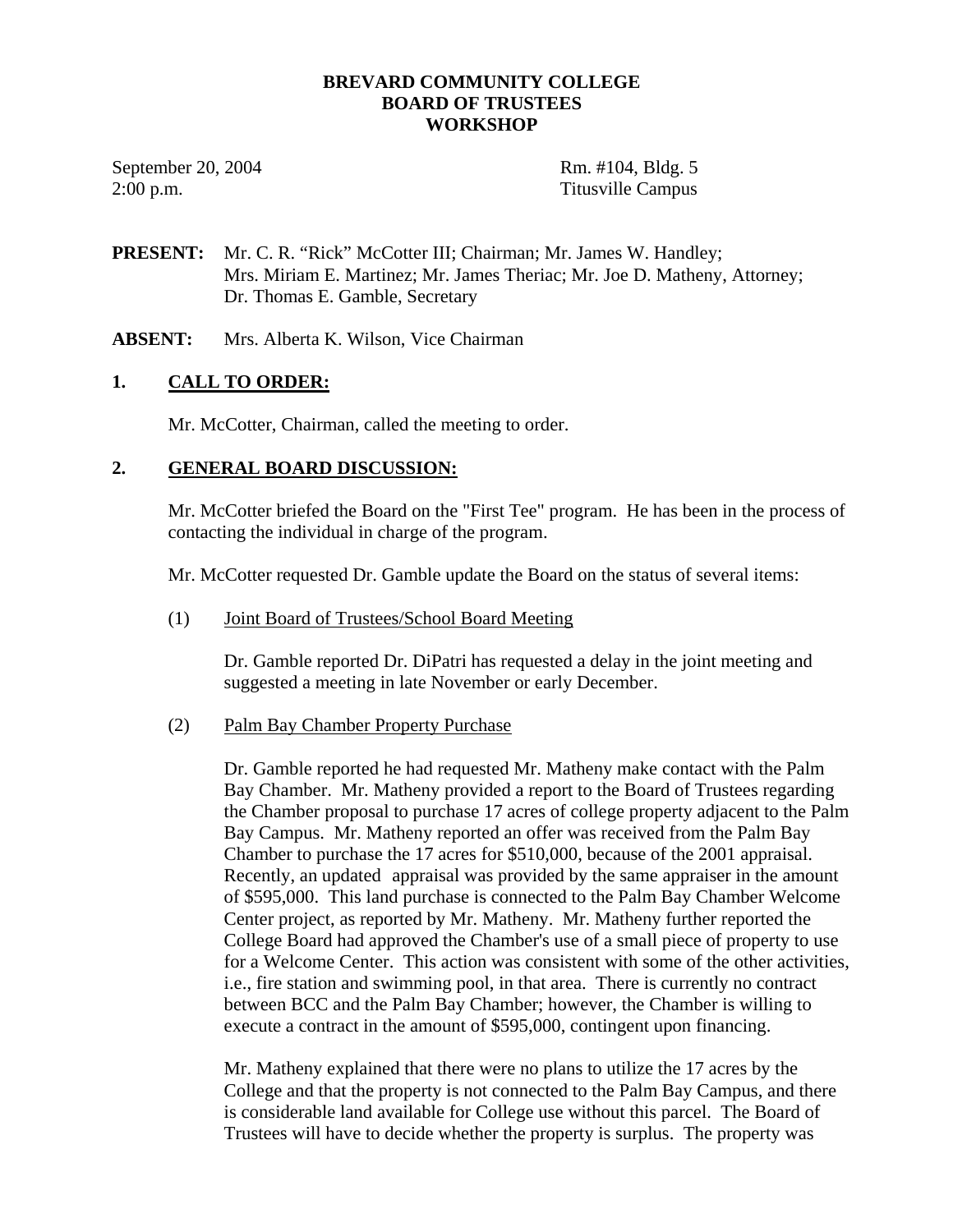**BREVARD COMMUNITY COLLEGE**
**BOARD OF TRUSTEES**
**WORKSHOP**

September 20, 2004
2:00 p.m.

Rm. #104, Bldg. 5
Titusville Campus

**PRESENT:** Mr. C. R. "Rick" McCotter III; Chairman; Mr. James W. Handley; Mrs. Miriam E. Martinez; Mr. James Theriac; Mr. Joe D. Matheny, Attorney; Dr. Thomas E. Gamble, Secretary

**ABSENT:** Mrs. Alberta K. Wilson, Vice Chairman

## 1. CALL TO ORDER:

Mr. McCotter, Chairman, called the meeting to order.

## 2. GENERAL BOARD DISCUSSION:

Mr. McCotter briefed the Board on the "First Tee" program. He has been in the process of contacting the individual in charge of the program.

Mr. McCotter requested Dr. Gamble update the Board on the status of several items:

(1) Joint Board of Trustees/School Board Meeting

Dr. Gamble reported Dr. DiPatri has requested a delay in the joint meeting and suggested a meeting in late November or early December.

(2) Palm Bay Chamber Property Purchase

Dr. Gamble reported he had requested Mr. Matheny make contact with the Palm Bay Chamber. Mr. Matheny provided a report to the Board of Trustees regarding the Chamber proposal to purchase 17 acres of college property adjacent to the Palm Bay Campus. Mr. Matheny reported an offer was received from the Palm Bay Chamber to purchase the 17 acres for $510,000, because of the 2001 appraisal. Recently, an updated appraisal was provided by the same appraiser in the amount of $595,000. This land purchase is connected to the Palm Bay Chamber Welcome Center project, as reported by Mr. Matheny. Mr. Matheny further reported the College Board had approved the Chamber's use of a small piece of property to use for a Welcome Center. This action was consistent with some of the other activities, i.e., fire station and swimming pool, in that area. There is currently no contract between BCC and the Palm Bay Chamber; however, the Chamber is willing to execute a contract in the amount of $595,000, contingent upon financing.

Mr. Matheny explained that there were no plans to utilize the 17 acres by the College and that the property is not connected to the Palm Bay Campus, and there is considerable land available for College use without this parcel. The Board of Trustees will have to decide whether the property is surplus. The property was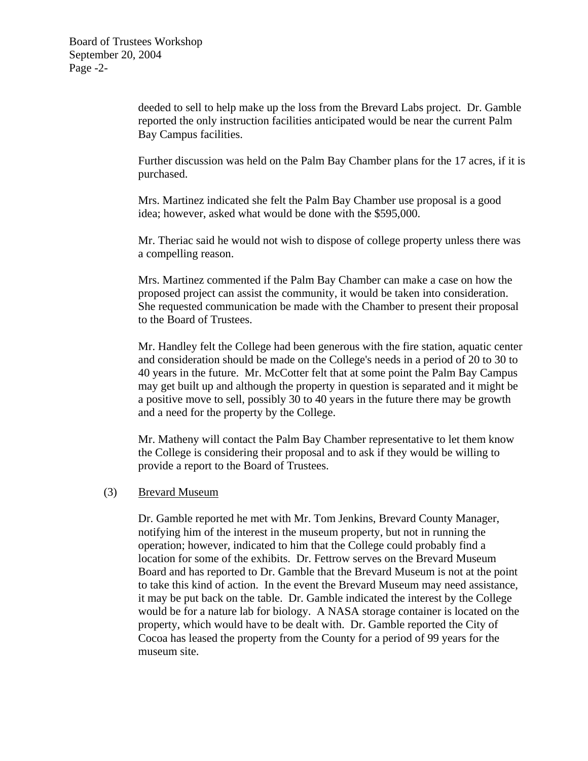deeded to sell to help make up the loss from the Brevard Labs project. Dr. Gamble reported the only instruction facilities anticipated would be near the current Palm Bay Campus facilities.

Further discussion was held on the Palm Bay Chamber plans for the 17 acres, if it is purchased.

Mrs. Martinez indicated she felt the Palm Bay Chamber use proposal is a good idea; however, asked what would be done with the $595,000.

Mr. Theriac said he would not wish to dispose of college property unless there was a compelling reason.

Mrs. Martinez commented if the Palm Bay Chamber can make a case on how the proposed project can assist the community, it would be taken into consideration. She requested communication be made with the Chamber to present their proposal to the Board of Trustees.

Mr. Handley felt the College had been generous with the fire station, aquatic center and consideration should be made on the College's needs in a period of 20 to 30 to 40 years in the future. Mr. McCotter felt that at some point the Palm Bay Campus may get built up and although the property in question is separated and it might be a positive move to sell, possibly 30 to 40 years in the future there may be growth and a need for the property by the College.

Mr. Matheny will contact the Palm Bay Chamber representative to let them know the College is considering their proposal and to ask if they would be willing to provide a report to the Board of Trustees.

(3) Brevard Museum

Dr. Gamble reported he met with Mr. Tom Jenkins, Brevard County Manager, notifying him of the interest in the museum property, but not in running the operation; however, indicated to him that the College could probably find a location for some of the exhibits. Dr. Fettrow serves on the Brevard Museum Board and has reported to Dr. Gamble that the Brevard Museum is not at the point to take this kind of action. In the event the Brevard Museum may need assistance, it may be put back on the table. Dr. Gamble indicated the interest by the College would be for a nature lab for biology. A NASA storage container is located on the property, which would have to be dealt with. Dr. Gamble reported the City of Cocoa has leased the property from the County for a period of 99 years for the museum site.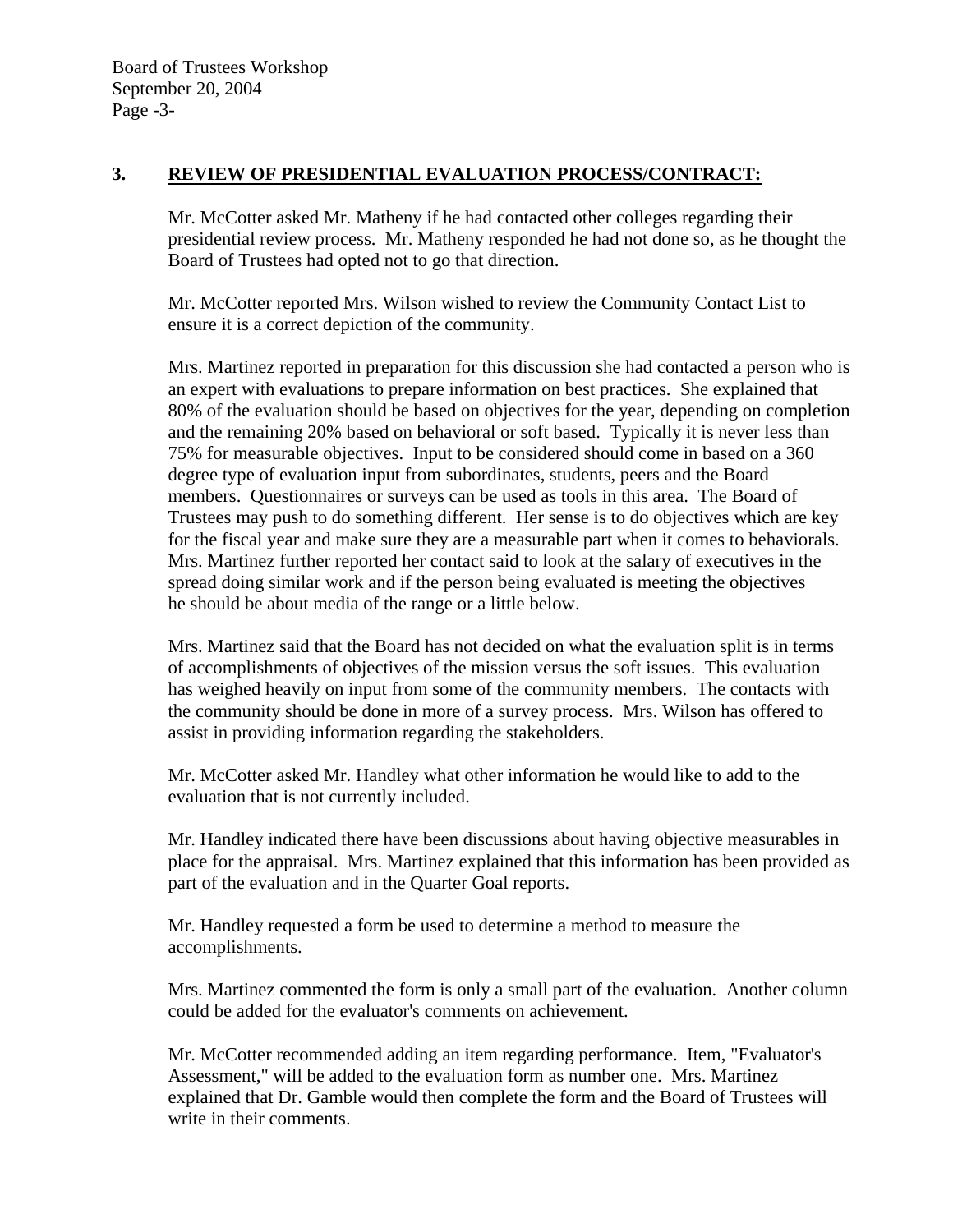### 3. REVIEW OF PRESIDENTIAL EVALUATION PROCESS/CONTRACT:

Mr. McCotter asked Mr. Matheny if he had contacted other colleges regarding their presidential review process. Mr. Matheny responded he had not done so, as he thought the Board of Trustees had opted not to go that direction.

Mr. McCotter reported Mrs. Wilson wished to review the Community Contact List to ensure it is a correct depiction of the community.

Mrs. Martinez reported in preparation for this discussion she had contacted a person who is an expert with evaluations to prepare information on best practices. She explained that 80% of the evaluation should be based on objectives for the year, depending on completion and the remaining 20% based on behavioral or soft based. Typically it is never less than 75% for measurable objectives. Input to be considered should come in based on a 360 degree type of evaluation input from subordinates, students, peers and the Board members. Questionnaires or surveys can be used as tools in this area. The Board of Trustees may push to do something different. Her sense is to do objectives which are key for the fiscal year and make sure they are a measurable part when it comes to behaviorals. Mrs. Martinez further reported her contact said to look at the salary of executives in the spread doing similar work and if the person being evaluated is meeting the objectives he should be about media of the range or a little below.

Mrs. Martinez said that the Board has not decided on what the evaluation split is in terms of accomplishments of objectives of the mission versus the soft issues. This evaluation has weighed heavily on input from some of the community members. The contacts with the community should be done in more of a survey process. Mrs. Wilson has offered to assist in providing information regarding the stakeholders.

Mr. McCotter asked Mr. Handley what other information he would like to add to the evaluation that is not currently included.

Mr. Handley indicated there have been discussions about having objective measurables in place for the appraisal. Mrs. Martinez explained that this information has been provided as part of the evaluation and in the Quarter Goal reports.

Mr. Handley requested a form be used to determine a method to measure the accomplishments.

Mrs. Martinez commented the form is only a small part of the evaluation. Another column could be added for the evaluator's comments on achievement.

Mr. McCotter recommended adding an item regarding performance. Item, "Evaluator's Assessment," will be added to the evaluation form as number one. Mrs. Martinez explained that Dr. Gamble would then complete the form and the Board of Trustees will write in their comments.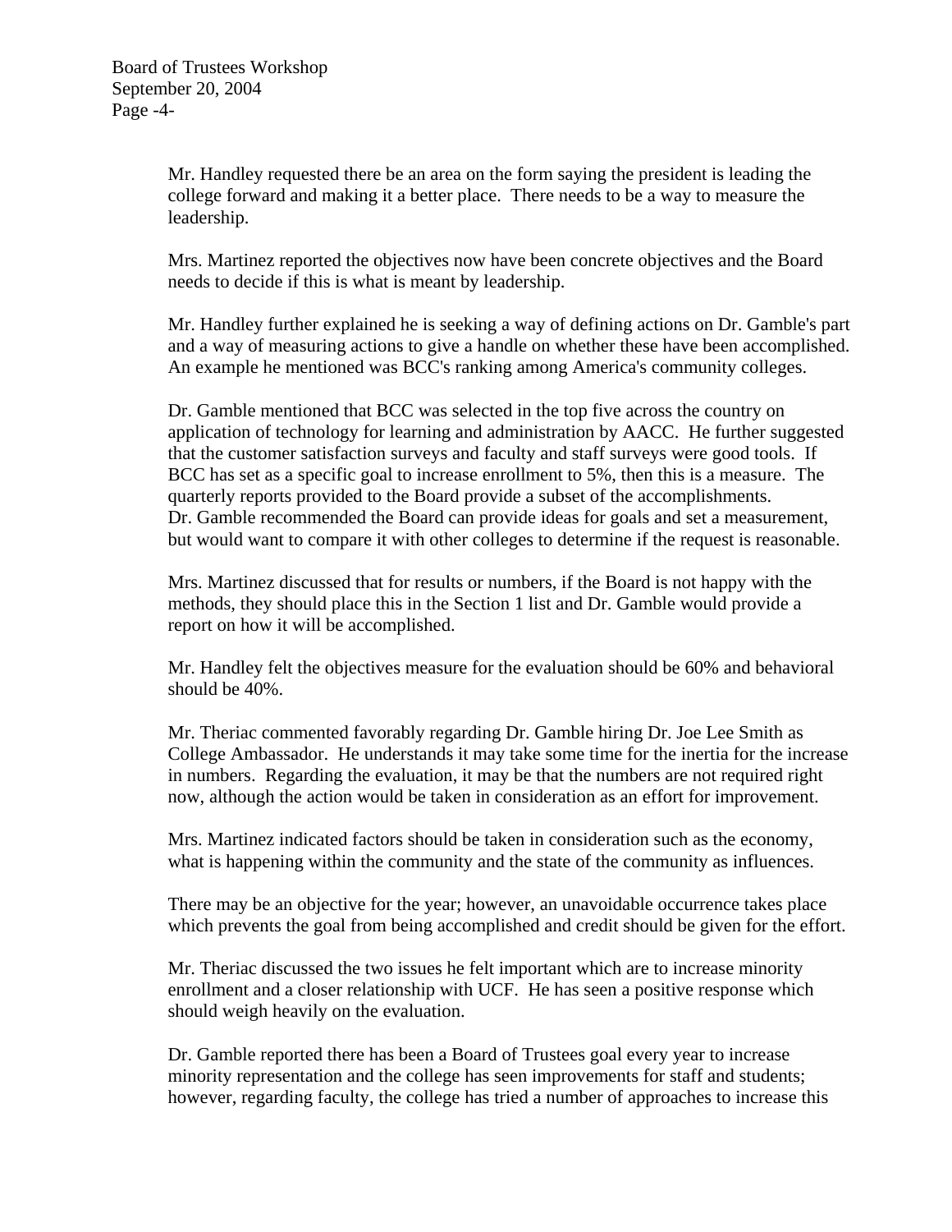Mr. Handley requested there be an area on the form saying the president is leading the college forward and making it a better place. There needs to be a way to measure the leadership.

Mrs. Martinez reported the objectives now have been concrete objectives and the Board needs to decide if this is what is meant by leadership.

Mr. Handley further explained he is seeking a way of defining actions on Dr. Gamble's part and a way of measuring actions to give a handle on whether these have been accomplished. An example he mentioned was BCC's ranking among America's community colleges.

Dr. Gamble mentioned that BCC was selected in the top five across the country on application of technology for learning and administration by AACC. He further suggested that the customer satisfaction surveys and faculty and staff surveys were good tools. If BCC has set as a specific goal to increase enrollment to 5%, then this is a measure. The quarterly reports provided to the Board provide a subset of the accomplishments. Dr. Gamble recommended the Board can provide ideas for goals and set a measurement, but would want to compare it with other colleges to determine if the request is reasonable.

Mrs. Martinez discussed that for results or numbers, if the Board is not happy with the methods, they should place this in the Section 1 list and Dr. Gamble would provide a report on how it will be accomplished.

Mr. Handley felt the objectives measure for the evaluation should be 60% and behavioral should be 40%.

Mr. Theriac commented favorably regarding Dr. Gamble hiring Dr. Joe Lee Smith as College Ambassador. He understands it may take some time for the inertia for the increase in numbers. Regarding the evaluation, it may be that the numbers are not required right now, although the action would be taken in consideration as an effort for improvement.

Mrs. Martinez indicated factors should be taken in consideration such as the economy, what is happening within the community and the state of the community as influences.

There may be an objective for the year; however, an unavoidable occurrence takes place which prevents the goal from being accomplished and credit should be given for the effort.

Mr. Theriac discussed the two issues he felt important which are to increase minority enrollment and a closer relationship with UCF. He has seen a positive response which should weigh heavily on the evaluation.

Dr. Gamble reported there has been a Board of Trustees goal every year to increase minority representation and the college has seen improvements for staff and students; however, regarding faculty, the college has tried a number of approaches to increase this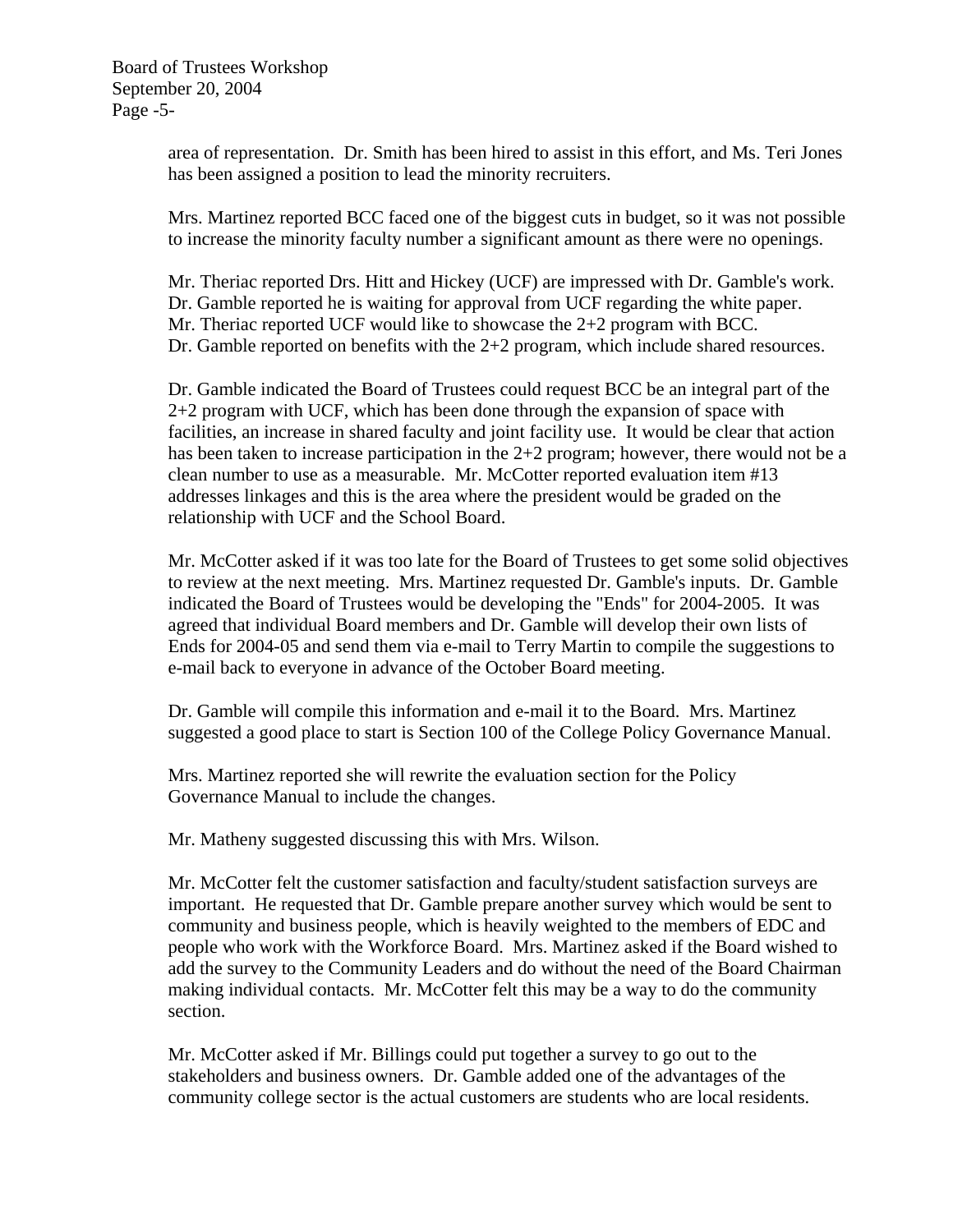area of representation. Dr. Smith has been hired to assist in this effort, and Ms. Teri Jones has been assigned a position to lead the minority recruiters.

Mrs. Martinez reported BCC faced one of the biggest cuts in budget, so it was not possible to increase the minority faculty number a significant amount as there were no openings.

Mr. Theriac reported Drs. Hitt and Hickey (UCF) are impressed with Dr. Gamble's work. Dr. Gamble reported he is waiting for approval from UCF regarding the white paper. Mr. Theriac reported UCF would like to showcase the 2+2 program with BCC. Dr. Gamble reported on benefits with the 2+2 program, which include shared resources.

Dr. Gamble indicated the Board of Trustees could request BCC be an integral part of the 2+2 program with UCF, which has been done through the expansion of space with facilities, an increase in shared faculty and joint facility use. It would be clear that action has been taken to increase participation in the 2+2 program; however, there would not be a clean number to use as a measurable. Mr. McCotter reported evaluation item #13 addresses linkages and this is the area where the president would be graded on the relationship with UCF and the School Board.

Mr. McCotter asked if it was too late for the Board of Trustees to get some solid objectives to review at the next meeting. Mrs. Martinez requested Dr. Gamble's inputs. Dr. Gamble indicated the Board of Trustees would be developing the "Ends" for 2004-2005. It was agreed that individual Board members and Dr. Gamble will develop their own lists of Ends for 2004-05 and send them via e-mail to Terry Martin to compile the suggestions to e-mail back to everyone in advance of the October Board meeting.

Dr. Gamble will compile this information and e-mail it to the Board. Mrs. Martinez suggested a good place to start is Section 100 of the College Policy Governance Manual.

Mrs. Martinez reported she will rewrite the evaluation section for the Policy Governance Manual to include the changes.

Mr. Matheny suggested discussing this with Mrs. Wilson.

Mr. McCotter felt the customer satisfaction and faculty/student satisfaction surveys are important. He requested that Dr. Gamble prepare another survey which would be sent to community and business people, which is heavily weighted to the members of EDC and people who work with the Workforce Board. Mrs. Martinez asked if the Board wished to add the survey to the Community Leaders and do without the need of the Board Chairman making individual contacts. Mr. McCotter felt this may be a way to do the community section.

Mr. McCotter asked if Mr. Billings could put together a survey to go out to the stakeholders and business owners. Dr. Gamble added one of the advantages of the community college sector is the actual customers are students who are local residents.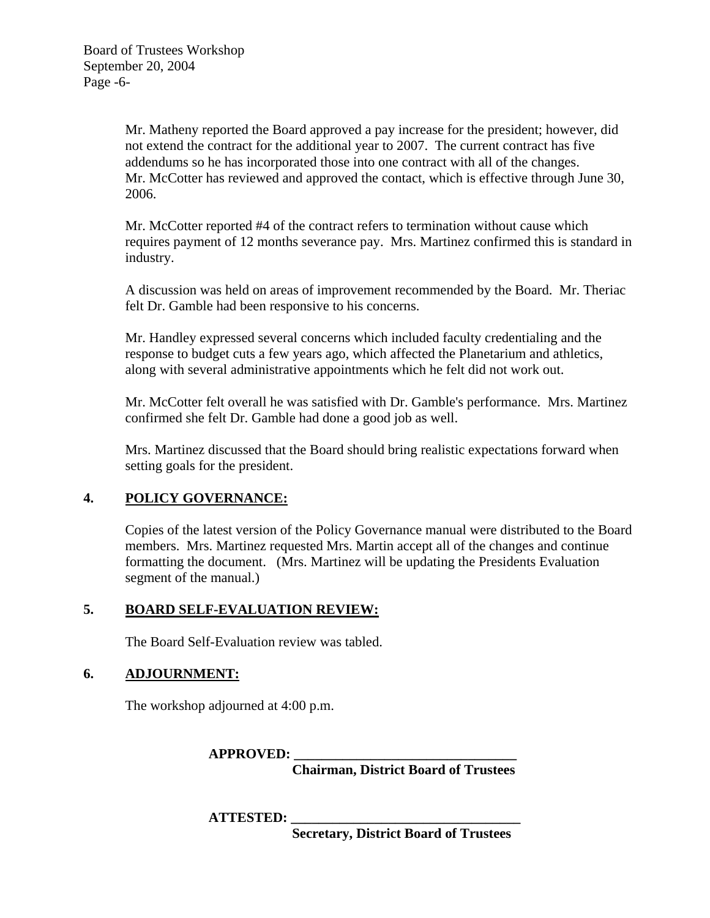Mr. Matheny reported the Board approved a pay increase for the president; however, did not extend the contract for the additional year to 2007. The current contract has five addendums so he has incorporated those into one contract with all of the changes. Mr. McCotter has reviewed and approved the contact, which is effective through June 30, 2006.

Mr. McCotter reported #4 of the contract refers to termination without cause which requires payment of 12 months severance pay. Mrs. Martinez confirmed this is standard in industry.

A discussion was held on areas of improvement recommended by the Board. Mr. Theriac felt Dr. Gamble had been responsive to his concerns.

Mr. Handley expressed several concerns which included faculty credentialing and the response to budget cuts a few years ago, which affected the Planetarium and athletics, along with several administrative appointments which he felt did not work out.

Mr. McCotter felt overall he was satisfied with Dr. Gamble's performance. Mrs. Martinez confirmed she felt Dr. Gamble had done a good job as well.

Mrs. Martinez discussed that the Board should bring realistic expectations forward when setting goals for the president.

**4. POLICY GOVERNANCE:**

Copies of the latest version of the Policy Governance manual were distributed to the Board members. Mrs. Martinez requested Mrs. Martin accept all of the changes and continue formatting the document. (Mrs. Martinez will be updating the Presidents Evaluation segment of the manual.)

**5. BOARD SELF-EVALUATION REVIEW:**

The Board Self-Evaluation review was tabled.

**6. ADJOURNMENT:**

The workshop adjourned at 4:00 p.m.

**APPROVED: ________________________________**
**Chairman, District Board of Trustees**

**ATTESTED: ________________________________**
**Secretary, District Board of Trustees**